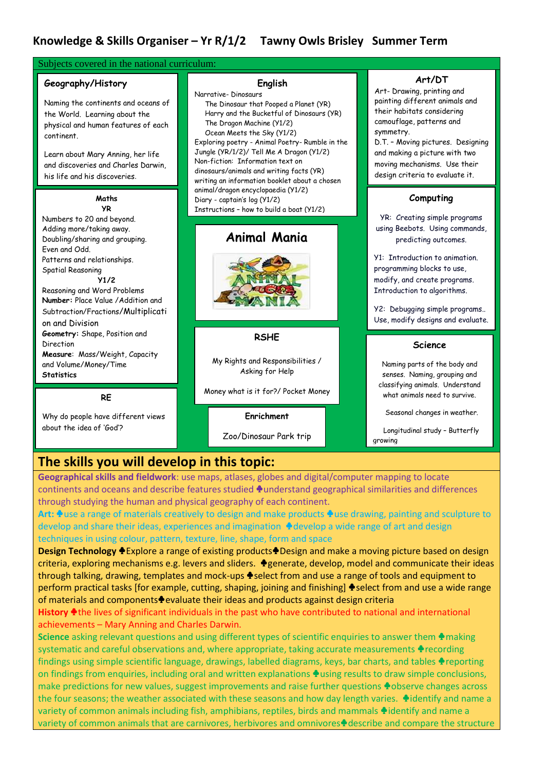# Knowledge & Skills Organiser – Yr R/1/2 Tawny Owls Brisley Summer Term

Subjects covered in the national curriculum:

## Geography/History

Naming the continents and oceans of the World. Learning about the physical and human features of each continent.

Learn about Mary Anning, her life and discoveries and Charles Darwin, his life and his discoveries.

## Maths

**YR**

Numbers to 20 and beyond.
Adding more/taking away.
Doubling/sharing and grouping.
Even and Odd.
Patterns and relationships.
Spatial Reasoning

**Y1/2**

Reasoning and Word Problems
**Number:** Place Value /Addition and Subtraction/Fractions/Multiplication and Division
**Geometry:** Shape, Position and Direction
**Measure**: Mass/Weight, Capacity and Volume/Money/Time
**Statistics**

## RE

Why do people have different views about the idea of 'God'?

## English

Narrative- Dinosaurs
- The Dinosaur that Pooped a Planet (YR)
- Harry and the Bucketful of Dinosaurs (YR)
- The Dragon Machine (Y1/2)
- Ocean Meets the Sky (Y1/2)

Exploring poetry - Animal Poetry- Rumble in the Jungle (YR/1/2)/ Tell Me A Dragon (Y1/2)
Non-fiction: Information text on dinosaurs/animals and writing facts (YR) writing an information booklet about a chosen animal/dragon encyclopaedia (Y1/2)
Diary - captain's log (Y1/2)
Instructions – how to build a boat (Y1/2)

## Animal Mania

## RSHE

My Rights and Responsibilities / Asking for Help

Money what is it for?/ Pocket Money

## Enrichment

Zoo/Dinosaur Park trip

## Art/DT

Art- Drawing, printing and painting different animals and their habitats considering camouflage, patterns and symmetry.
D.T. – Moving pictures. Designing and making a picture with two moving mechanisms. Use their design criteria to evaluate it.

## Computing

YR: Creating simple programs using Beebots. Using commands, predicting outcomes.

Y1: Introduction to animation. programming blocks to use, modify, and create programs. Introduction to algorithms.

Y2: Debugging simple programs.. Use, modify designs and evaluate.

## Science

Naming parts of the body and senses. Naming, grouping and classifying animals. Understand what animals need to survive.

Seasonal changes in weather.

Longitudinal study – Butterfly growing

## The skills you will develop in this topic:

**Geographical skills and fieldwork**: use maps, atlases, globes and digital/computer mapping to locate continents and oceans and describe features studied ♣understand geographical similarities and differences through studying the human and physical geography of each continent.

**Art:** ♣use a range of materials creatively to design and make products ♣use drawing, painting and sculpture to develop and share their ideas, experiences and imagination ♣develop a wide range of art and design techniques in using colour, pattern, texture, line, shape, form and space

**Design Technology** ♣Explore a range of existing products♣Design and make a moving picture based on design criteria, exploring mechanisms e.g. levers and sliders. ♣generate, develop, model and communicate their ideas through talking, drawing, templates and mock-ups ♣select from and use a range of tools and equipment to perform practical tasks [for example, cutting, shaping, joining and finishing] ♣select from and use a wide range of materials and components♣evaluate their ideas and products against design criteria

**History** ♣the lives of significant individuals in the past who have contributed to national and international achievements – Mary Anning and Charles Darwin.

**Science** asking relevant questions and using different types of scientific enquiries to answer them ♣making systematic and careful observations and, where appropriate, taking accurate measurements ♣recording findings using simple scientific language, drawings, labelled diagrams, keys, bar charts, and tables ♣reporting on findings from enquiries, including oral and written explanations ♣using results to draw simple conclusions, make predictions for new values, suggest improvements and raise further questions ♣observe changes across the four seasons; the weather associated with these seasons and how day length varies. ♣identify and name a variety of common animals including fish, amphibians, reptiles, birds and mammals ♣identify and name a variety of common animals that are carnivores, herbivores and omnivores♣describe and compare the structure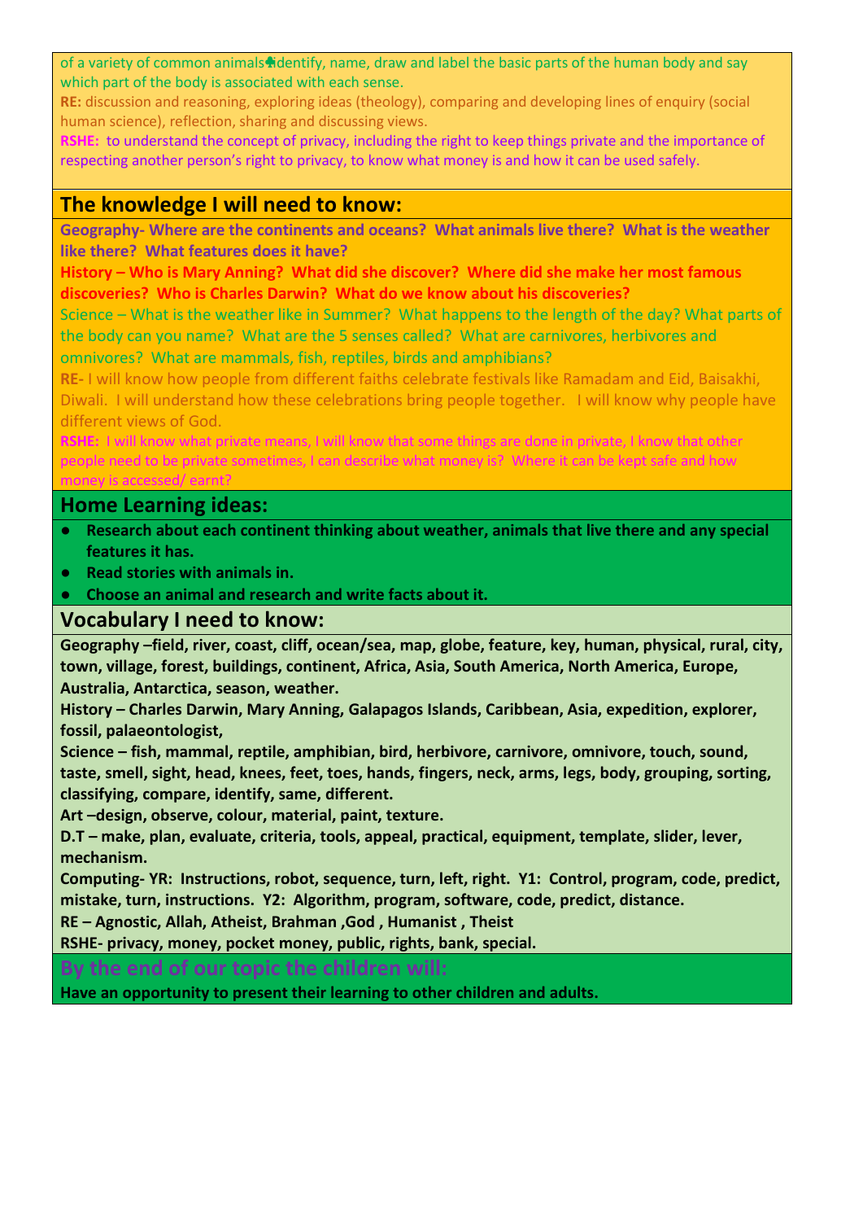of a variety of common animals♣identify, name, draw and label the basic parts of the human body and say which part of the body is associated with each sense.

**RE:** discussion and reasoning, exploring ideas (theology), comparing and developing lines of enquiry (social human science), reflection, sharing and discussing views.

**RSHE:** to understand the concept of privacy, including the right to keep things private and the importance of respecting another person's right to privacy, to know what money is and how it can be used safely.

## The knowledge I will need to know:

**Geography- Where are the continents and oceans? What animals live there? What is the weather like there? What features does it have?**

**History – Who is Mary Anning? What did she discover? Where did she make her most famous discoveries? Who is Charles Darwin? What do we know about his discoveries?**

Science – What is the weather like in Summer? What happens to the length of the day? What parts of the body can you name? What are the 5 senses called? What are carnivores, herbivores and omnivores? What are mammals, fish, reptiles, birds and amphibians?

**RE-** I will know how people from different faiths celebrate festivals like Ramadam and Eid, Baisakhi, Diwali. I will understand how these celebrations bring people together. I will know why people have different views of God.

**RSHE:** I will know what private means, I will know that some things are done in private, I know that other people need to be private sometimes, I can describe what money is? Where it can be kept safe and how money is accessed/ earnt?

## Home Learning ideas:

- **Research about each continent thinking about weather, animals that live there and any special features it has.**
- **Read stories with animals in.**
- **Choose an animal and research and write facts about it.**

## Vocabulary I need to know:

**Geography –field, river, coast, cliff, ocean/sea, map, globe, feature, key, human, physical, rural, city, town, village, forest, buildings, continent, Africa, Asia, South America, North America, Europe, Australia, Antarctica, season, weather.**

**History – Charles Darwin, Mary Anning, Galapagos Islands, Caribbean, Asia, expedition, explorer, fossil, palaeontologist,**

**Science – fish, mammal, reptile, amphibian, bird, herbivore, carnivore, omnivore, touch, sound, taste, smell, sight, head, knees, feet, toes, hands, fingers, neck, arms, legs, body, grouping, sorting, classifying, compare, identify, same, different.**

**Art –design, observe, colour, material, paint, texture.**

**D.T – make, plan, evaluate, criteria, tools, appeal, practical, equipment, template, slider, lever, mechanism.**

**Computing- YR: Instructions, robot, sequence, turn, left, right. Y1: Control, program, code, predict, mistake, turn, instructions. Y2: Algorithm, program, software, code, predict, distance.**

**RE – Agnostic, Allah, Atheist, Brahman ,God , Humanist , Theist**

**RSHE- privacy, money, pocket money, public, rights, bank, special.**

## By the end of our topic the children will:

**Have an opportunity to present their learning to other children and adults.**